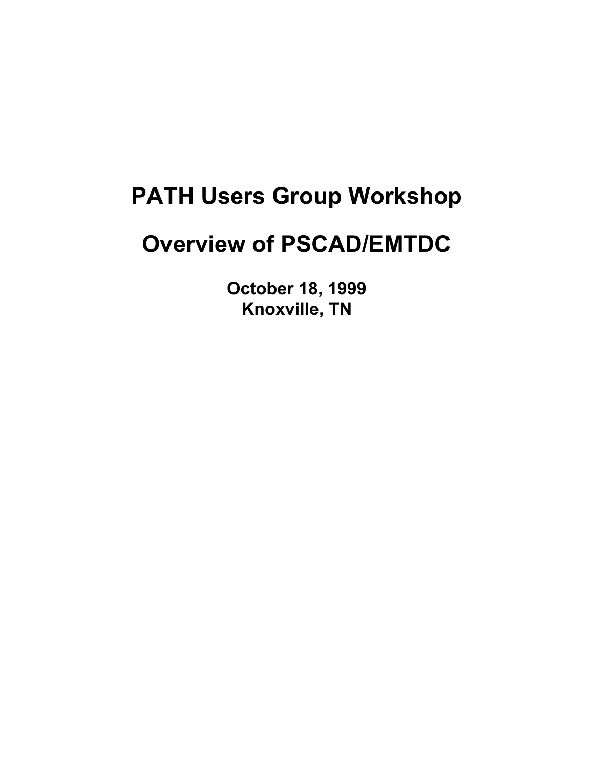# PATH Users Group Workshop

# Overview of PSCAD/EMTDC

**October 18, 1999**
**Knoxville, TN**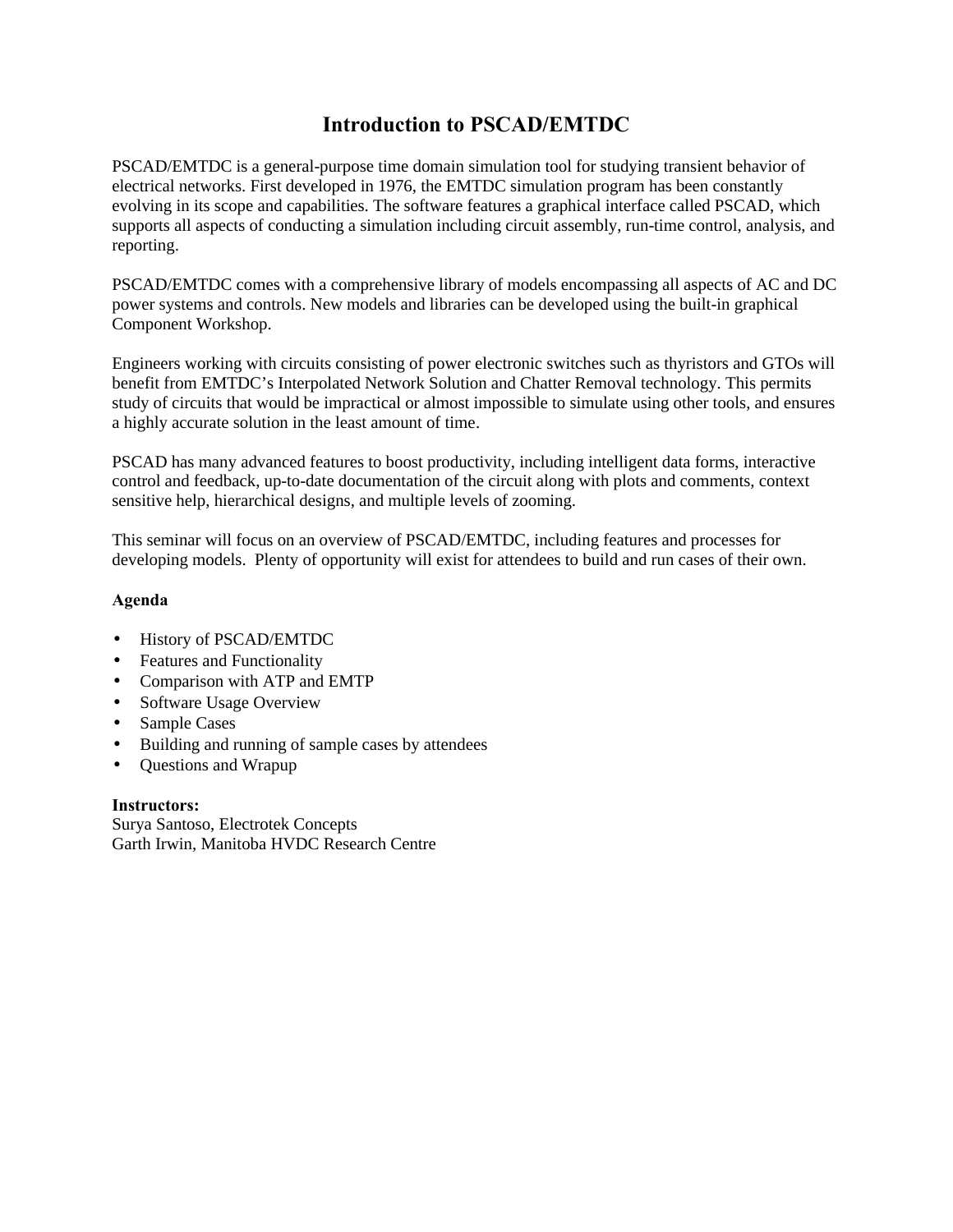# Introduction to PSCAD/EMTDC

PSCAD/EMTDC is a general-purpose time domain simulation tool for studying transient behavior of electrical networks. First developed in 1976, the EMTDC simulation program has been constantly evolving in its scope and capabilities. The software features a graphical interface called PSCAD, which supports all aspects of conducting a simulation including circuit assembly, run-time control, analysis, and reporting.

PSCAD/EMTDC comes with a comprehensive library of models encompassing all aspects of AC and DC power systems and controls. New models and libraries can be developed using the built-in graphical Component Workshop.

Engineers working with circuits consisting of power electronic switches such as thyristors and GTOs will benefit from EMTDC's Interpolated Network Solution and Chatter Removal technology. This permits study of circuits that would be impractical or almost impossible to simulate using other tools, and ensures a highly accurate solution in the least amount of time.

PSCAD has many advanced features to boost productivity, including intelligent data forms, interactive control and feedback, up-to-date documentation of the circuit along with plots and comments, context sensitive help, hierarchical designs, and multiple levels of zooming.

This seminar will focus on an overview of PSCAD/EMTDC, including features and processes for developing models. Plenty of opportunity will exist for attendees to build and run cases of their own.

**Agenda**

- History of PSCAD/EMTDC
- Features and Functionality
- Comparison with ATP and EMTP
- Software Usage Overview
- Sample Cases
- Building and running of sample cases by attendees
- Questions and Wrapup

**Instructors:**
Surya Santoso, Electrotek Concepts
Garth Irwin, Manitoba HVDC Research Centre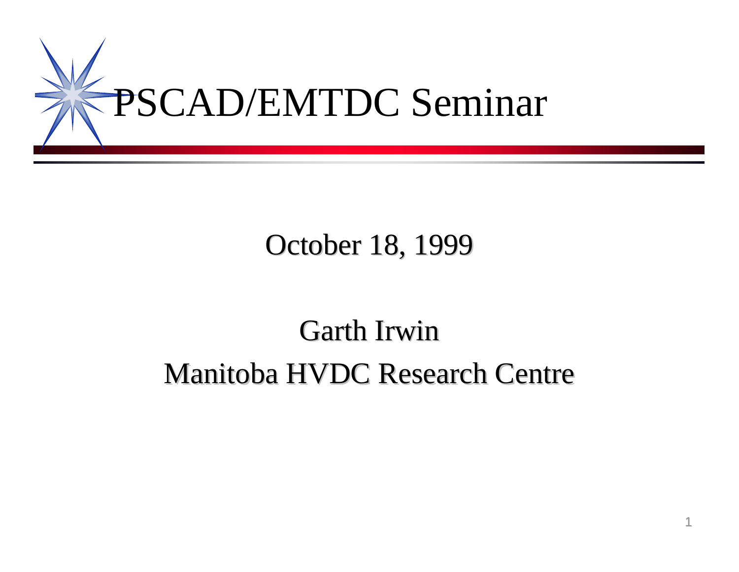# PSCAD/EMTDC Seminar

October 18, 1999

Garth Irwin

Manitoba HVDC Research Centre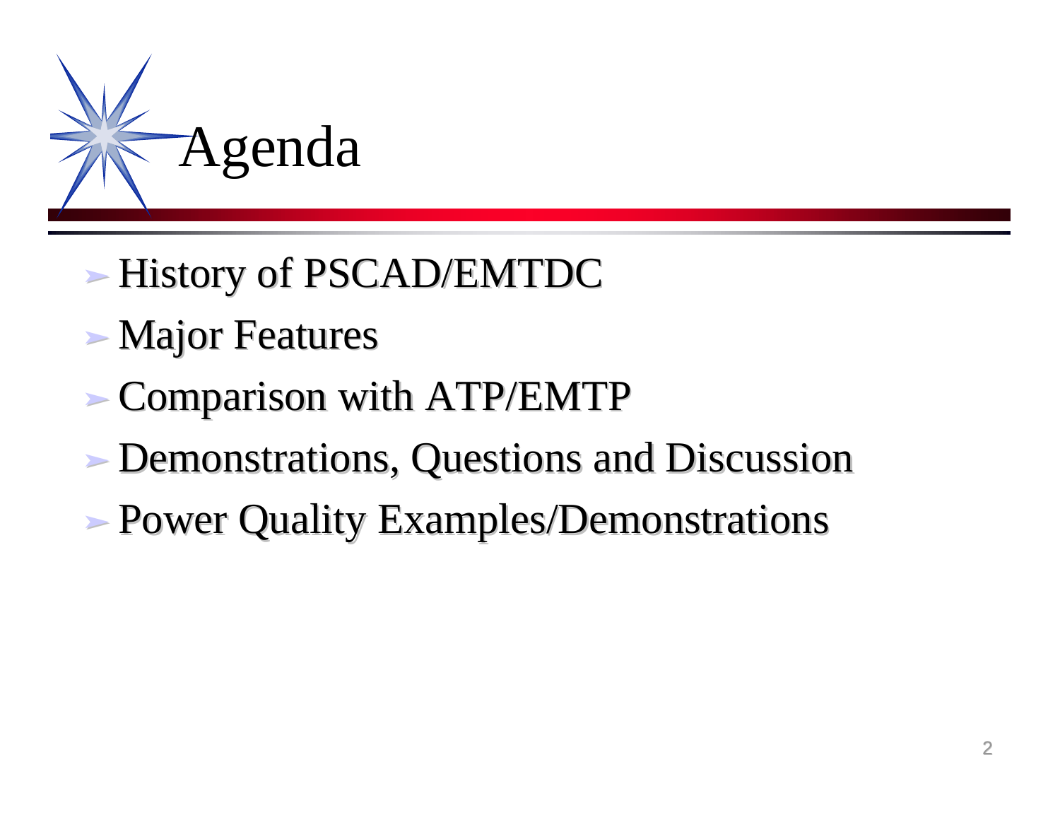# Agenda

- History of PSCAD/EMTDC
- Major Features
- Comparison with ATP/EMTP
- Demonstrations, Questions and Discussion
- Power Quality Examples/Demonstrations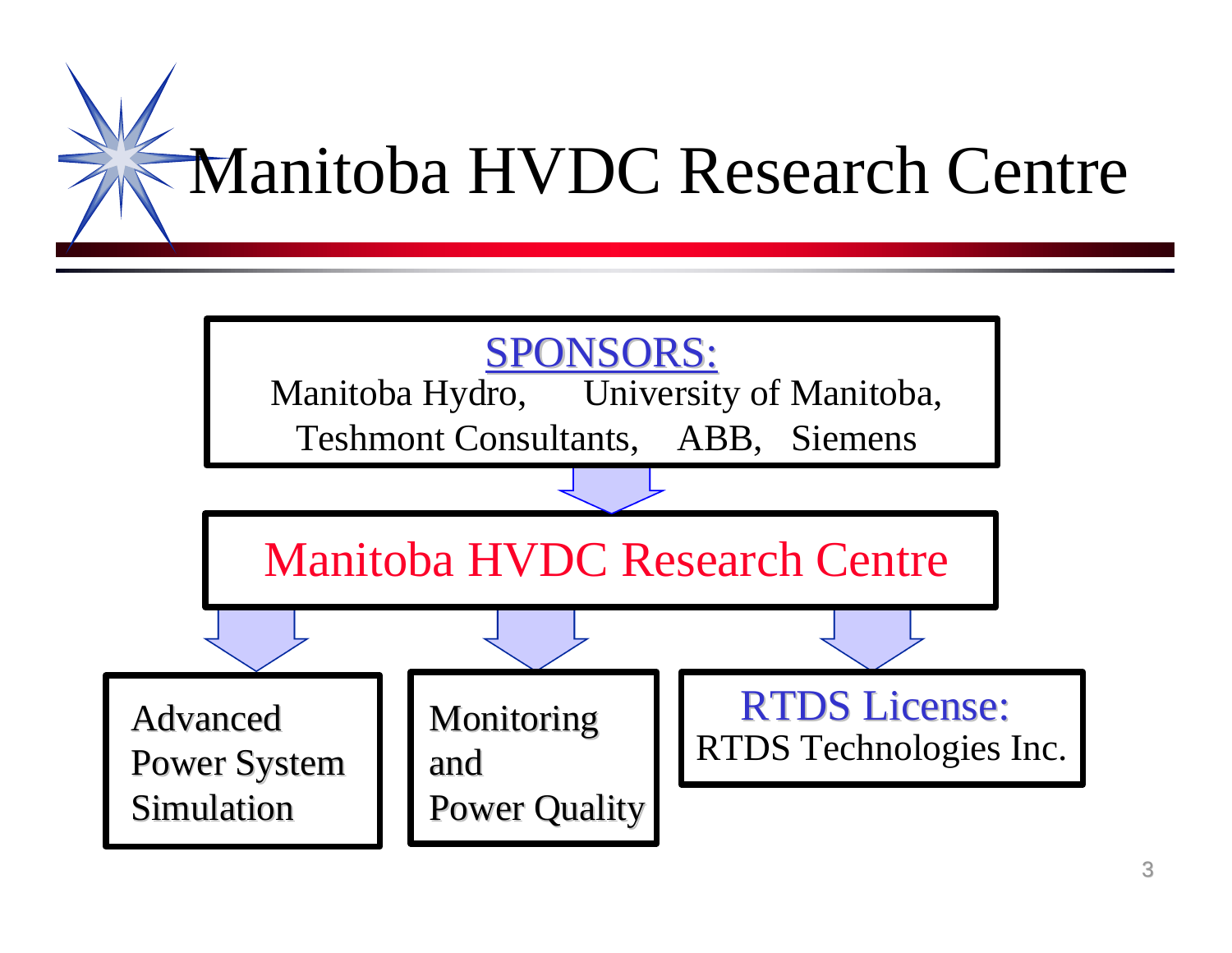# Manitoba HVDC Research Centre

**SPONSORS:**
Manitoba Hydro, University of Manitoba,
Teshmont Consultants, ABB, Siemens

↓

**Manitoba HVDC Research Centre**

↓

- Advanced Power System Simulation
- Monitoring and Power Quality
- **RTDS License:** RTDS Technologies Inc.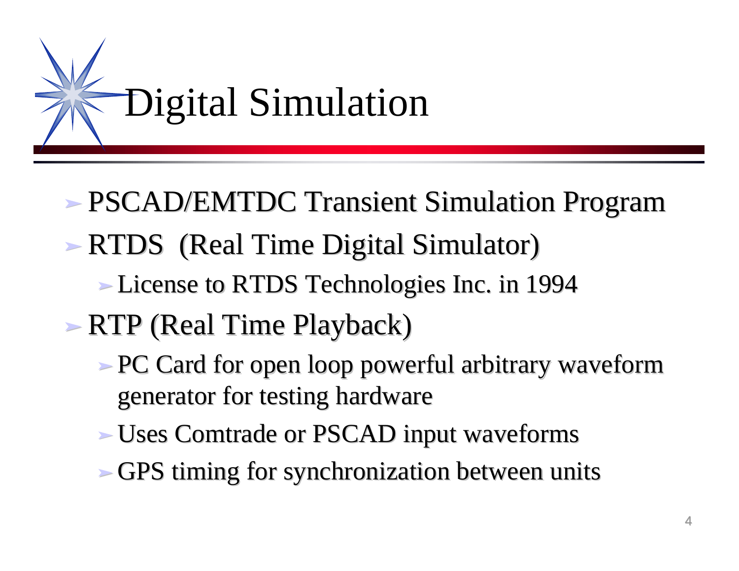# Digital Simulation

- PSCAD/EMTDC Transient Simulation Program
- RTDS (Real Time Digital Simulator)
  - License to RTDS Technologies Inc. in 1994
- RTP (Real Time Playback)
  - PC Card for open loop powerful arbitrary waveform generator for testing hardware
  - Uses Comtrade or PSCAD input waveforms
  - GPS timing for synchronization between units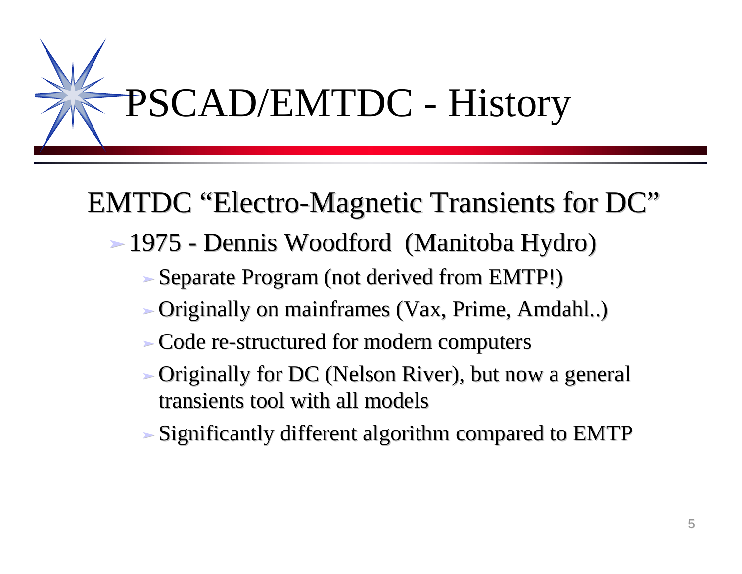# PSCAD/EMTDC - History

EMTDC "Electro-Magnetic Transients for DC"

- 1975 - Dennis Woodford (Manitoba Hydro)
  - Separate Program (not derived from EMTP!)
  - Originally on mainframes (Vax, Prime, Amdahl..)
  - Code re-structured for modern computers
  - Originally for DC (Nelson River), but now a general transients tool with all models
  - Significantly different algorithm compared to EMTP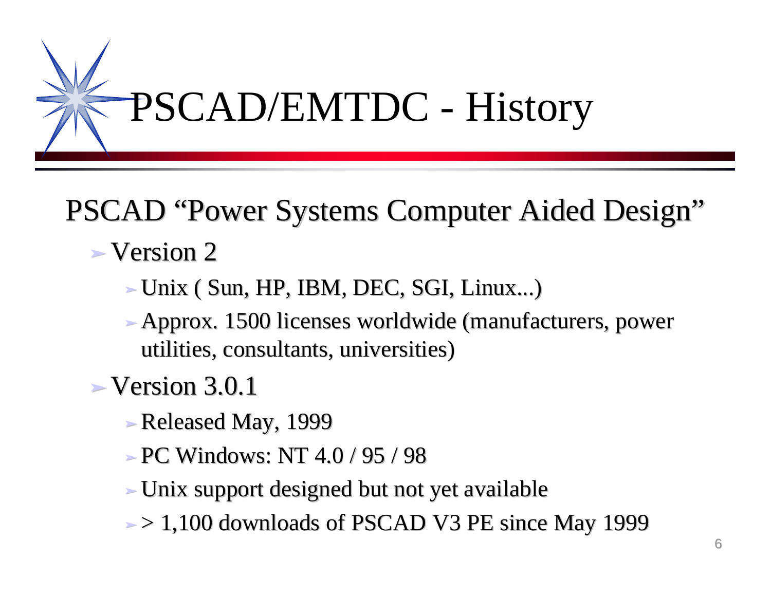# PSCAD/EMTDC - History

PSCAD "Power Systems Computer Aided Design"

- Version 2
  - Unix ( Sun, HP, IBM, DEC, SGI, Linux...)
  - Approx. 1500 licenses worldwide (manufacturers, power utilities, consultants, universities)
- Version 3.0.1
  - Released May, 1999
  - PC Windows: NT 4.0 / 95 / 98
  - Unix support designed but not yet available
  - > 1,100 downloads of PSCAD V3 PE since May 1999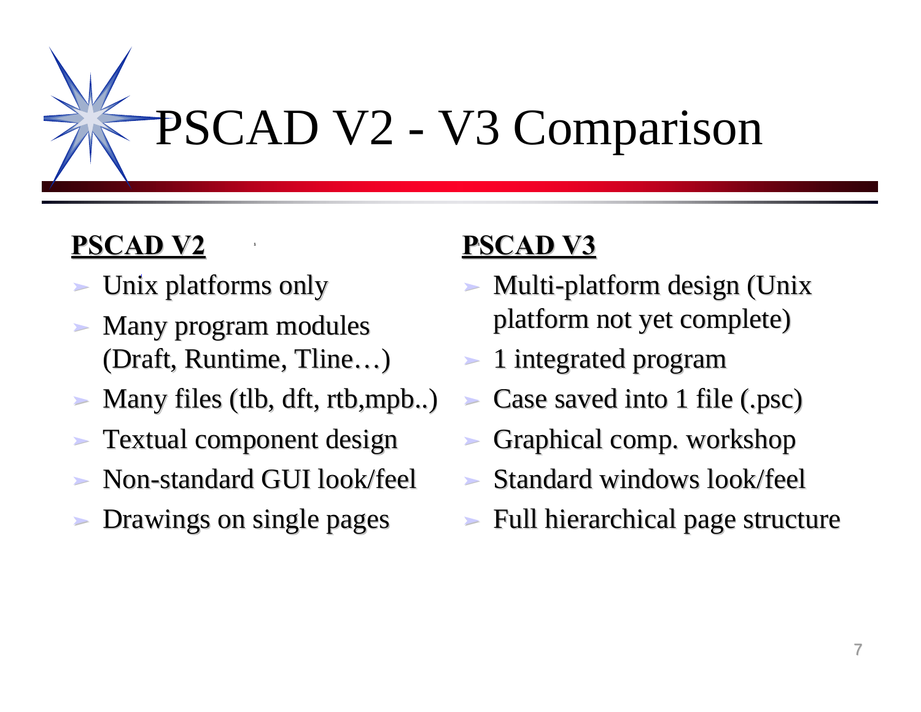# PSCAD V2 - V3 Comparison

**PSCAD V2**

- Unix platforms only
- Many program modules (Draft, Runtime, Tline…)
- Many files (tlb, dft, rtb,mpb..)
- Textual component design
- Non-standard GUI look/feel
- Drawings on single pages

**PSCAD V3**

- Multi-platform design (Unix platform not yet complete)
- 1 integrated program
- Case saved into 1 file (.psc)
- Graphical comp. workshop
- Standard windows look/feel
- Full hierarchical page structure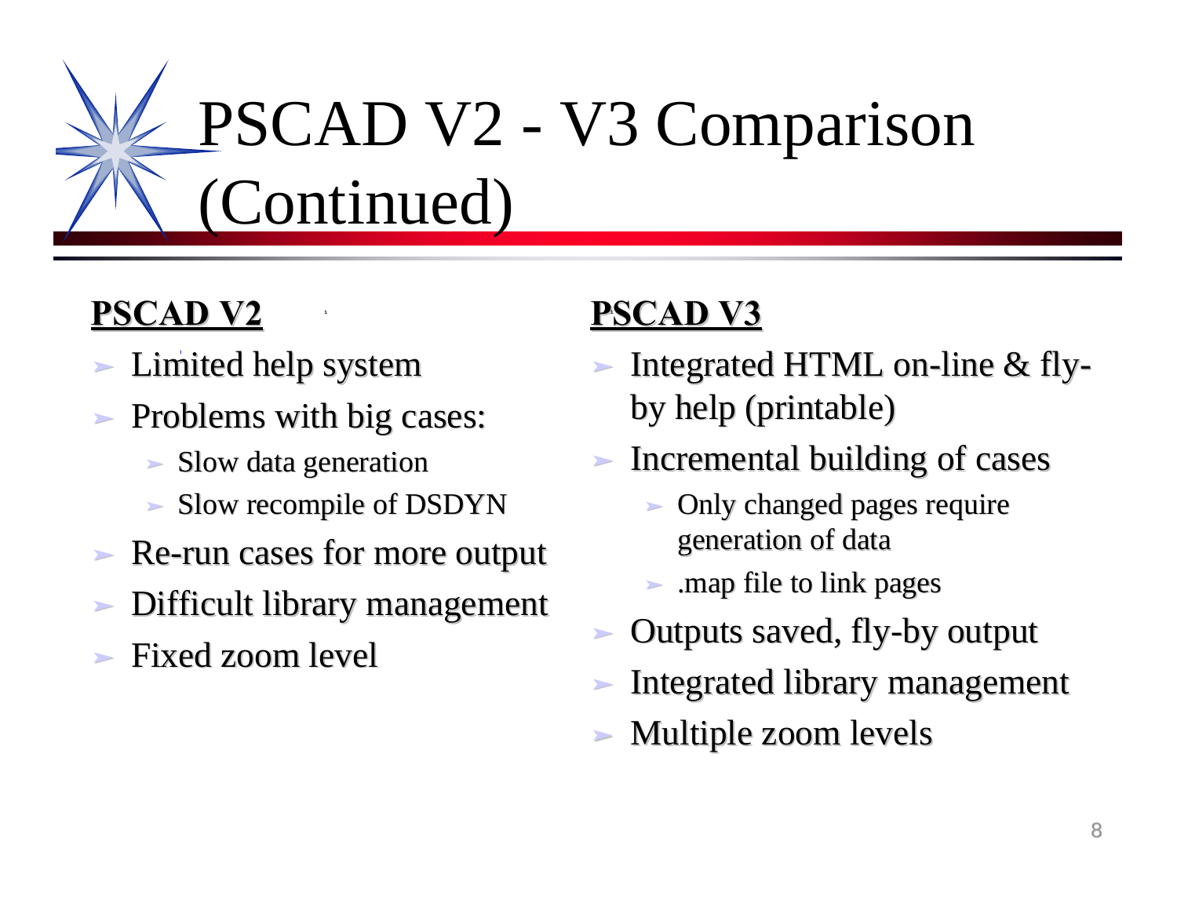# PSCAD V2 - V3 Comparison (Continued)

**PSCAD V2**

- Limited help system
- Problems with big cases:
  - Slow data generation
  - Slow recompile of DSDYN
- Re-run cases for more output
- Difficult library management
- Fixed zoom level

**PSCAD V3**

- Integrated HTML on-line & fly-by help (printable)
- Incremental building of cases
  - Only changed pages require generation of data
  - .map file to link pages
- Outputs saved, fly-by output
- Integrated library management
- Multiple zoom levels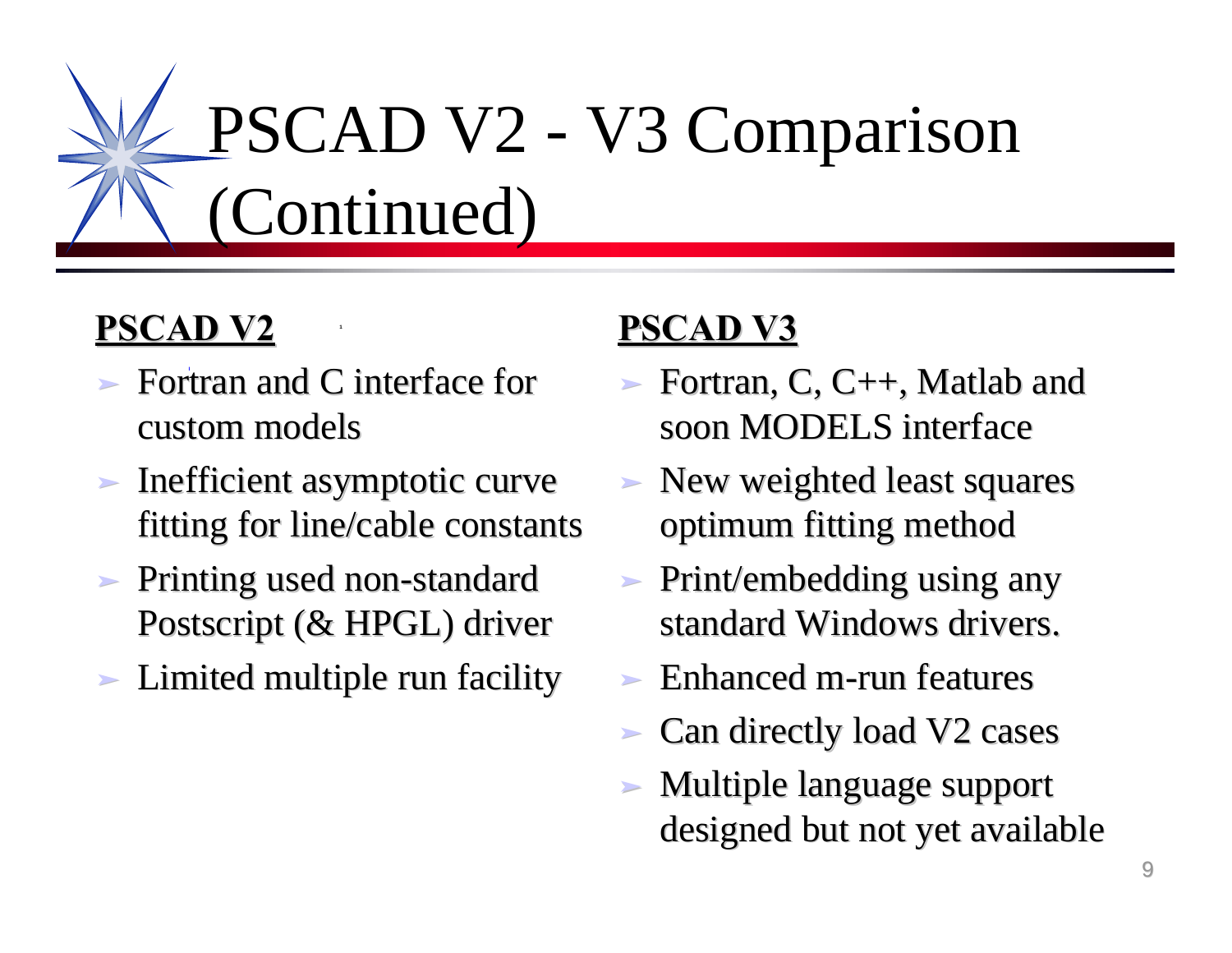# PSCAD V2 - V3 Comparison (Continued)

**PSCAD V2**

- Fortran and C interface for custom models
- Inefficient asymptotic curve fitting for line/cable constants
- Printing used non-standard Postscript (& HPGL) driver
- Limited multiple run facility

**PSCAD V3**

- Fortran, C, C++, Matlab and soon MODELS interface
- New weighted least squares optimum fitting method
- Print/embedding using any standard Windows drivers.
- Enhanced m-run features
- Can directly load V2 cases
- Multiple language support designed but not yet available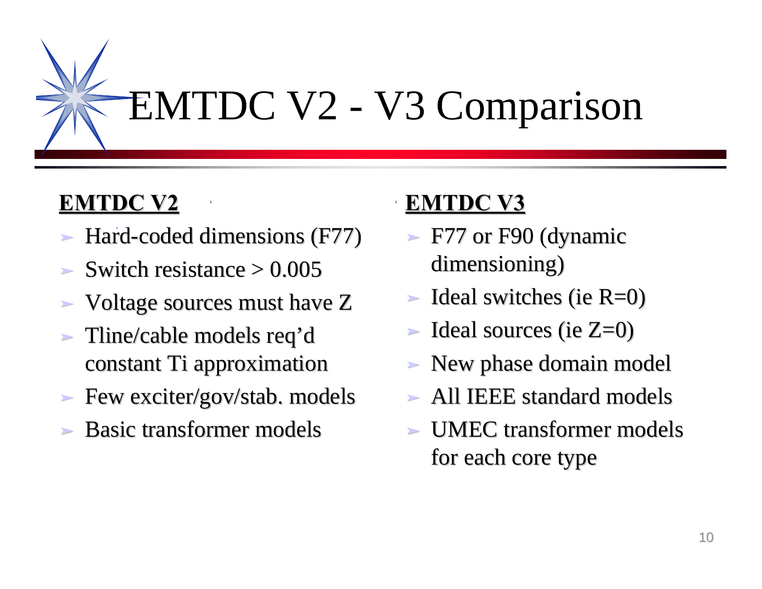# EMTDC V2 - V3 Comparison

**EMTDC V2**

- Hard-coded dimensions (F77)
- Switch resistance > 0.005
- Voltage sources must have Z
- Tline/cable models req'd constant Ti approximation
- Few exciter/gov/stab. models
- Basic transformer models

**EMTDC V3**

- F77 or F90 (dynamic dimensioning)
- Ideal switches (ie R=0)
- Ideal sources (ie Z=0)
- New phase domain model
- All IEEE standard models
- UMEC transformer models for each core type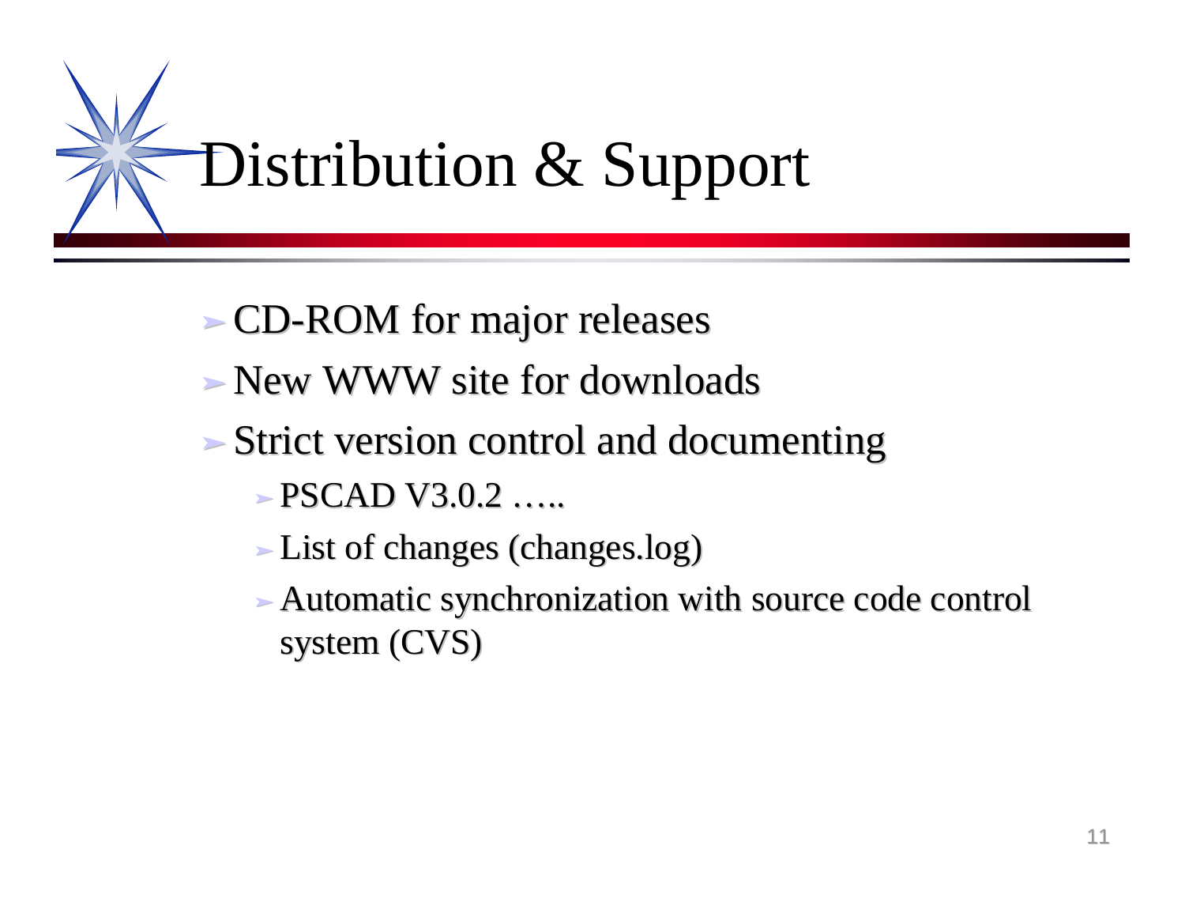# Distribution & Support

- CD-ROM for major releases
- New WWW site for downloads
- Strict version control and documenting
  - PSCAD V3.0.2 …..
  - List of changes (changes.log)
  - Automatic synchronization with source code control system (CVS)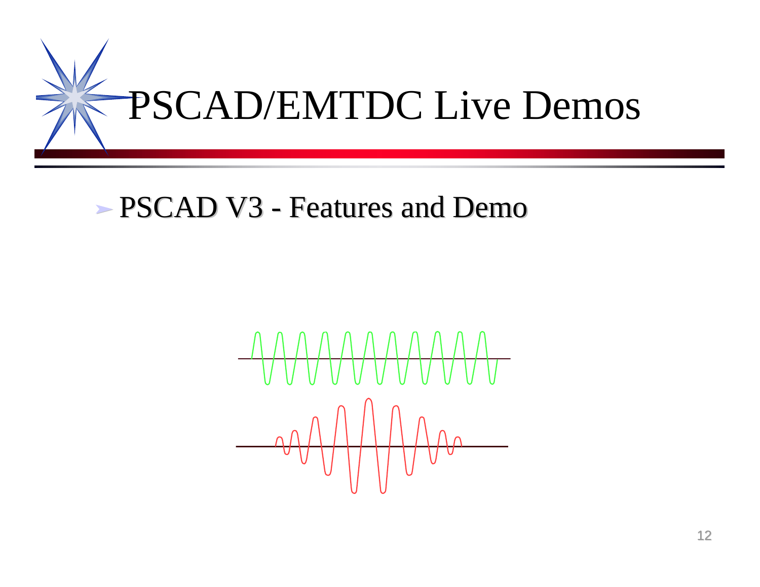# PSCAD/EMTDC Live Demos

- PSCAD V3 - Features and Demo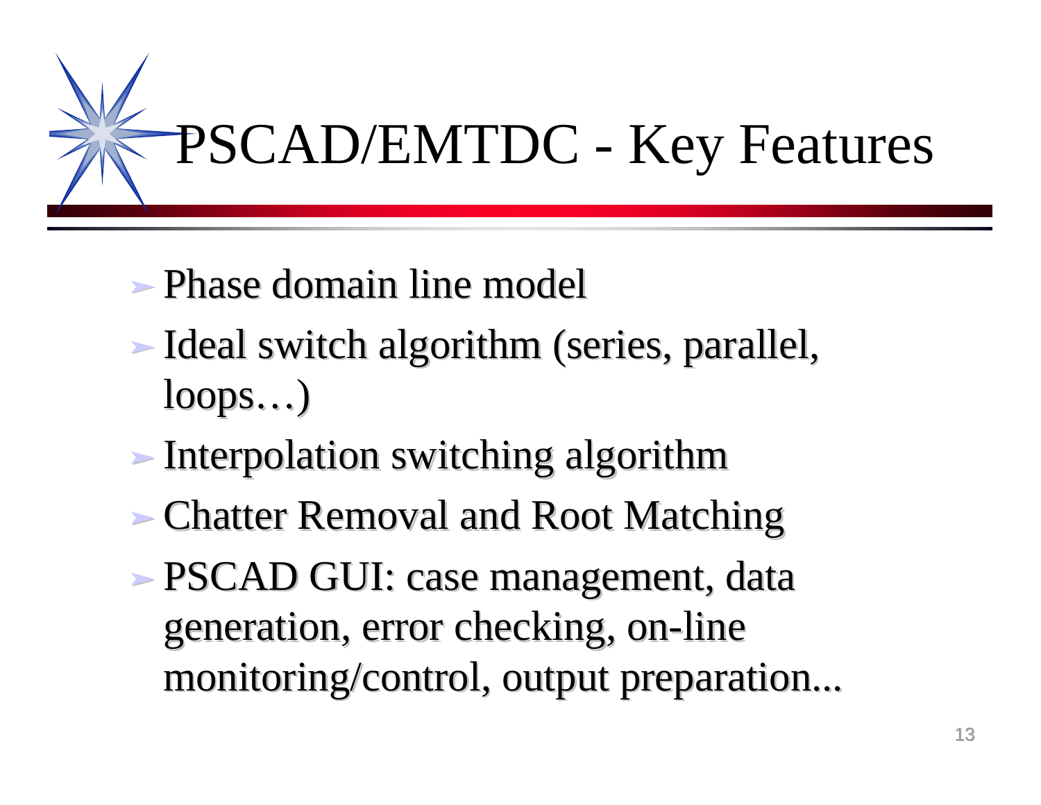# PSCAD/EMTDC - Key Features

- Phase domain line model
- Ideal switch algorithm (series, parallel, loops…)
- Interpolation switching algorithm
- Chatter Removal and Root Matching
- PSCAD GUI: case management, data generation, error checking, on-line monitoring/control, output preparation...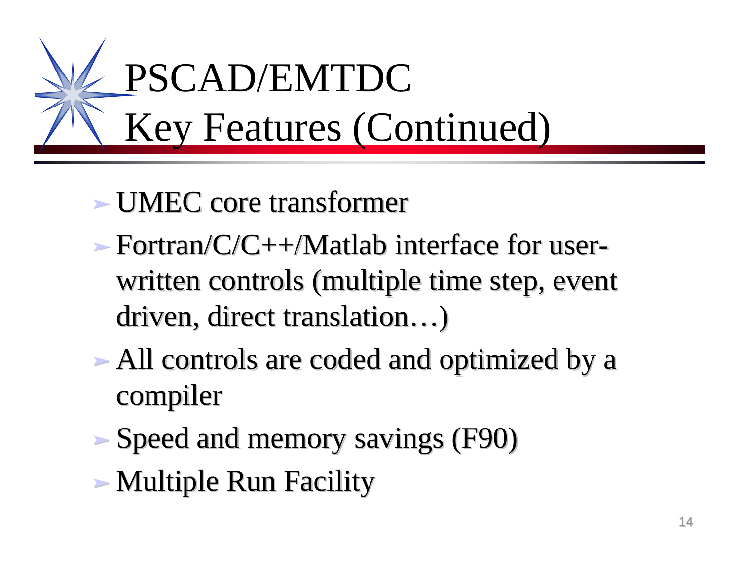# PSCAD/EMTDC Key Features (Continued)

- UMEC core transformer
- Fortran/C/C++/Matlab interface for user-written controls (multiple time step, event driven, direct translation…)
- All controls are coded and optimized by a compiler
- Speed and memory savings (F90)
- Multiple Run Facility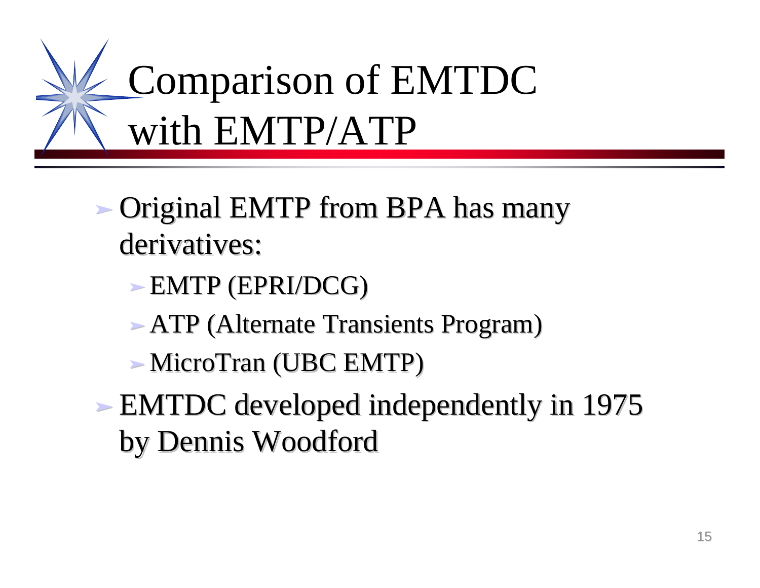# Comparison of EMTDC with EMTP/ATP

- Original EMTP from BPA has many derivatives:
  - EMTP (EPRI/DCG)
  - ATP (Alternate Transients Program)
  - MicroTran (UBC EMTP)
- EMTDC developed independently in 1975 by Dennis Woodford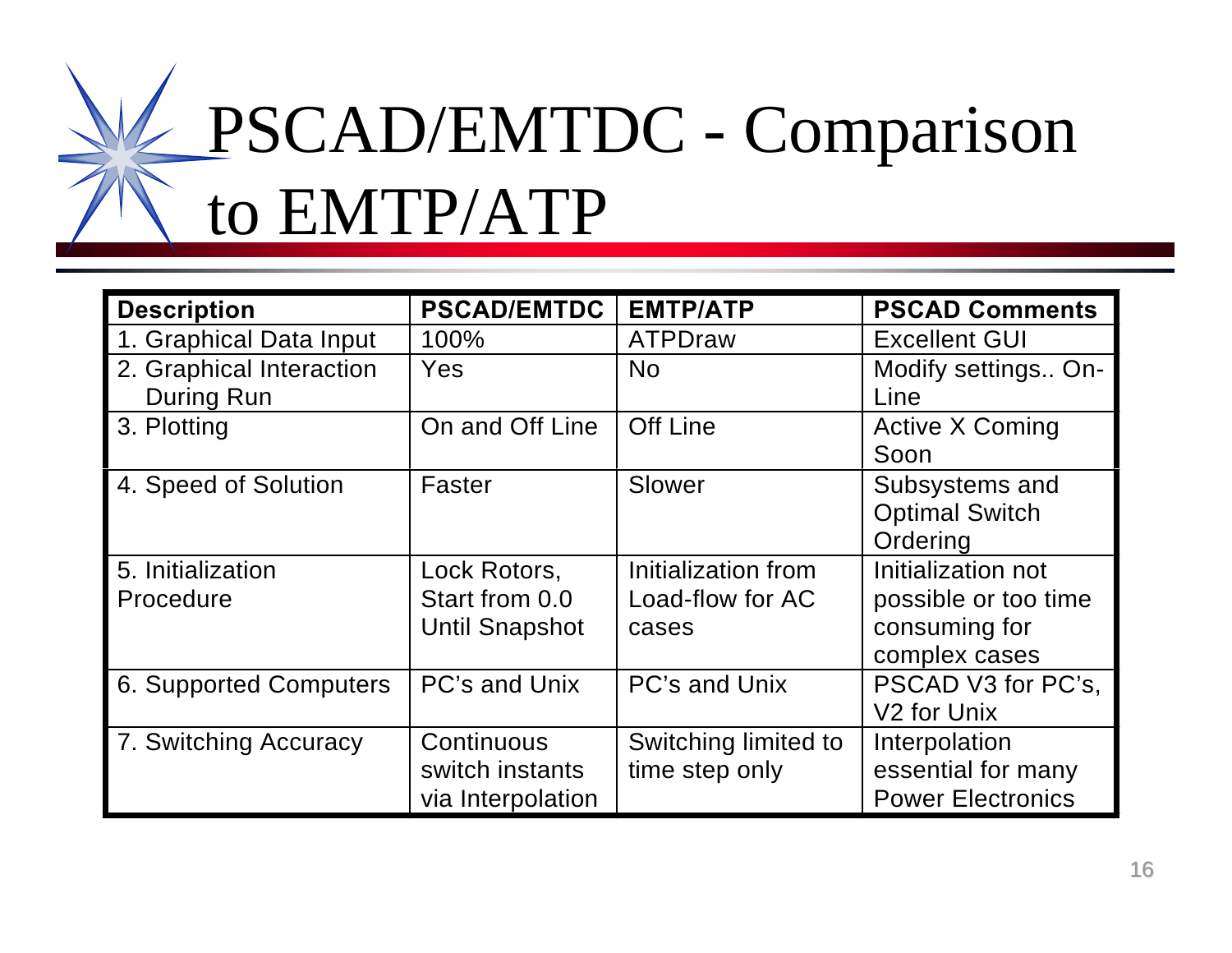# PSCAD/EMTDC - Comparison to EMTP/ATP

| Description | PSCAD/EMTDC | EMTP/ATP | PSCAD Comments |
|---|---|---|---|
| 1. Graphical Data Input | 100% | ATPDraw | Excellent GUI |
| 2. Graphical Interaction During Run | Yes | No | Modify settings.. On-Line |
| 3. Plotting | On and Off Line | Off Line | Active X Coming Soon |
| 4. Speed of Solution | Faster | Slower | Subsystems and Optimal Switch Ordering |
| 5. Initialization Procedure | Lock Rotors, Start from 0.0 Until Snapshot | Initialization from Load-flow for AC cases | Initialization not possible or too time consuming for complex cases |
| 6. Supported Computers | PC's and Unix | PC's and Unix | PSCAD V3 for PC's, V2 for Unix |
| 7. Switching Accuracy | Continuous switch instants via Interpolation | Switching limited to time step only | Interpolation essential for many Power Electronics |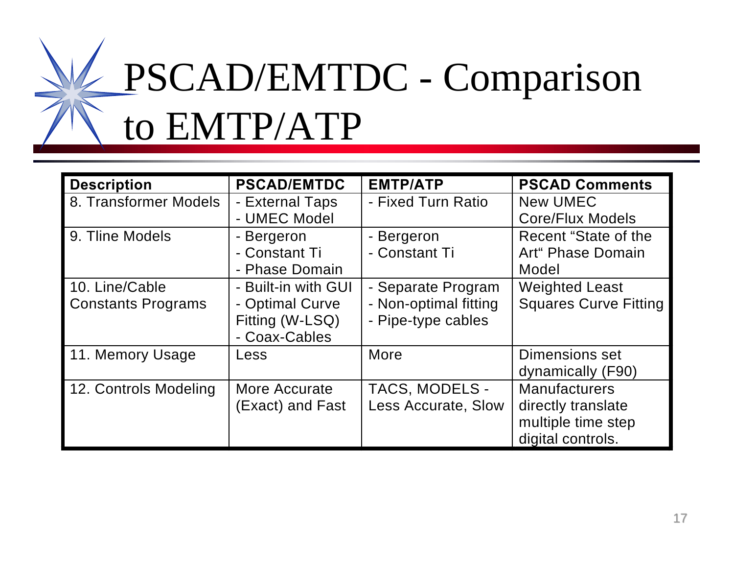# PSCAD/EMTDC - Comparison to EMTP/ATP

| Description | PSCAD/EMTDC | EMTP/ATP | PSCAD Comments |
|---|---|---|---|
| 8. Transformer Models | - External Taps<br>- UMEC Model | - Fixed Turn Ratio | New UMEC Core/Flux Models |
| 9. Tline Models | - Bergeron<br>- Constant Ti<br>- Phase Domain | - Bergeron<br>- Constant Ti | Recent “State of the Art“ Phase Domain Model |
| 10. Line/Cable Constants Programs | - Built-in with GUI<br>- Optimal Curve Fitting (W-LSQ)<br>- Coax-Cables | - Separate Program<br>- Non-optimal fitting<br>- Pipe-type cables | Weighted Least Squares Curve Fitting |
| 11. Memory Usage | Less | More | Dimensions set dynamically (F90) |
| 12. Controls Modeling | More Accurate (Exact) and Fast | TACS, MODELS - Less Accurate, Slow | Manufacturers directly translate multiple time step digital controls. |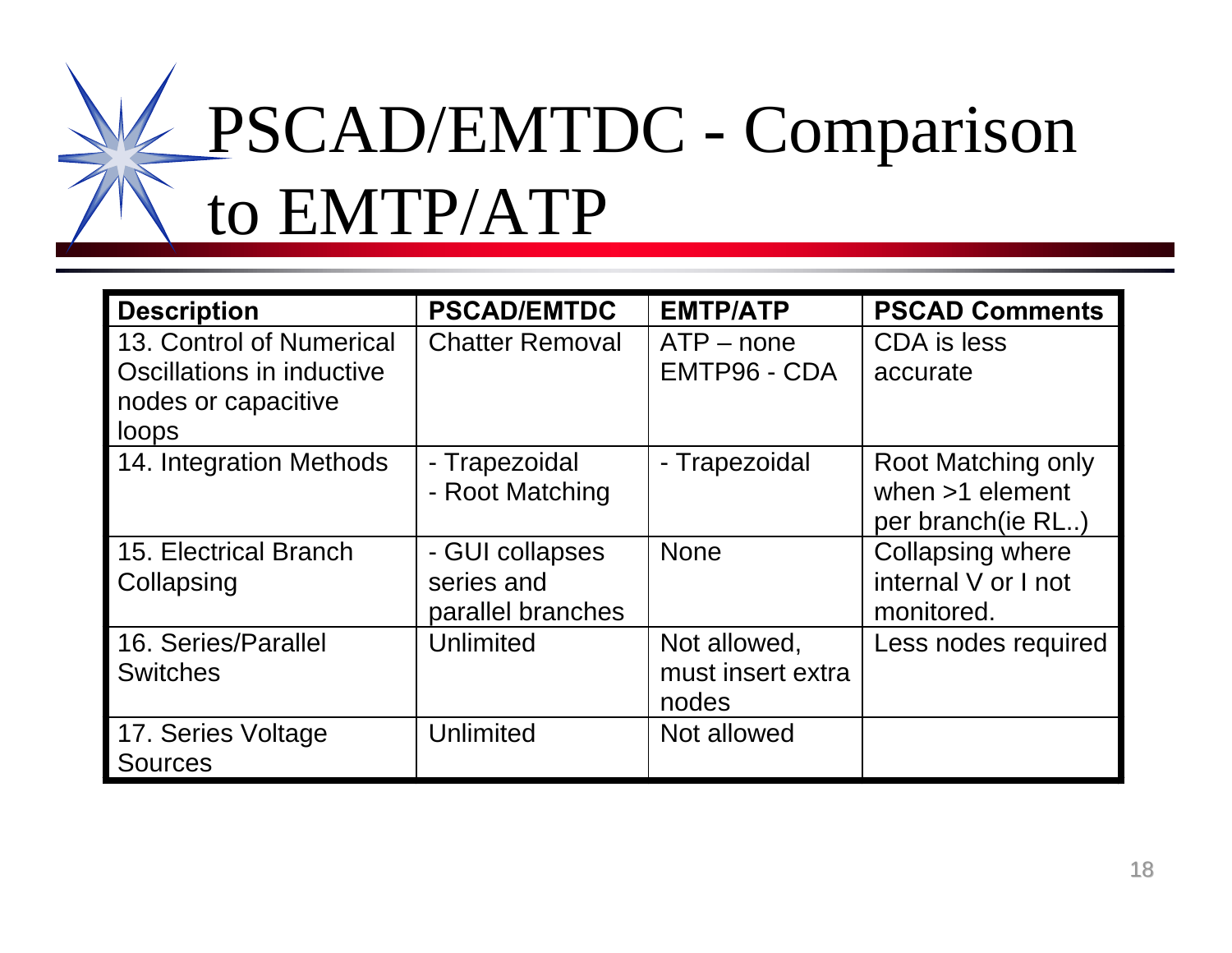# PSCAD/EMTDC - Comparison to EMTP/ATP

| Description | PSCAD/EMTDC | EMTP/ATP | PSCAD Comments |
|---|---|---|---|
| 13. Control of Numerical Oscillations in inductive nodes or capacitive loops | Chatter Removal | ATP – none<br>EMTP96 - CDA | CDA is less accurate |
| 14. Integration Methods | - Trapezoidal<br>- Root Matching | - Trapezoidal | Root Matching only when >1 element per branch(ie RL..) |
| 15. Electrical Branch Collapsing | - GUI collapses series and parallel branches | None | Collapsing where internal V or I not monitored. |
| 16. Series/Parallel Switches | Unlimited | Not allowed, must insert extra nodes | Less nodes required |
| 17. Series Voltage Sources | Unlimited | Not allowed | |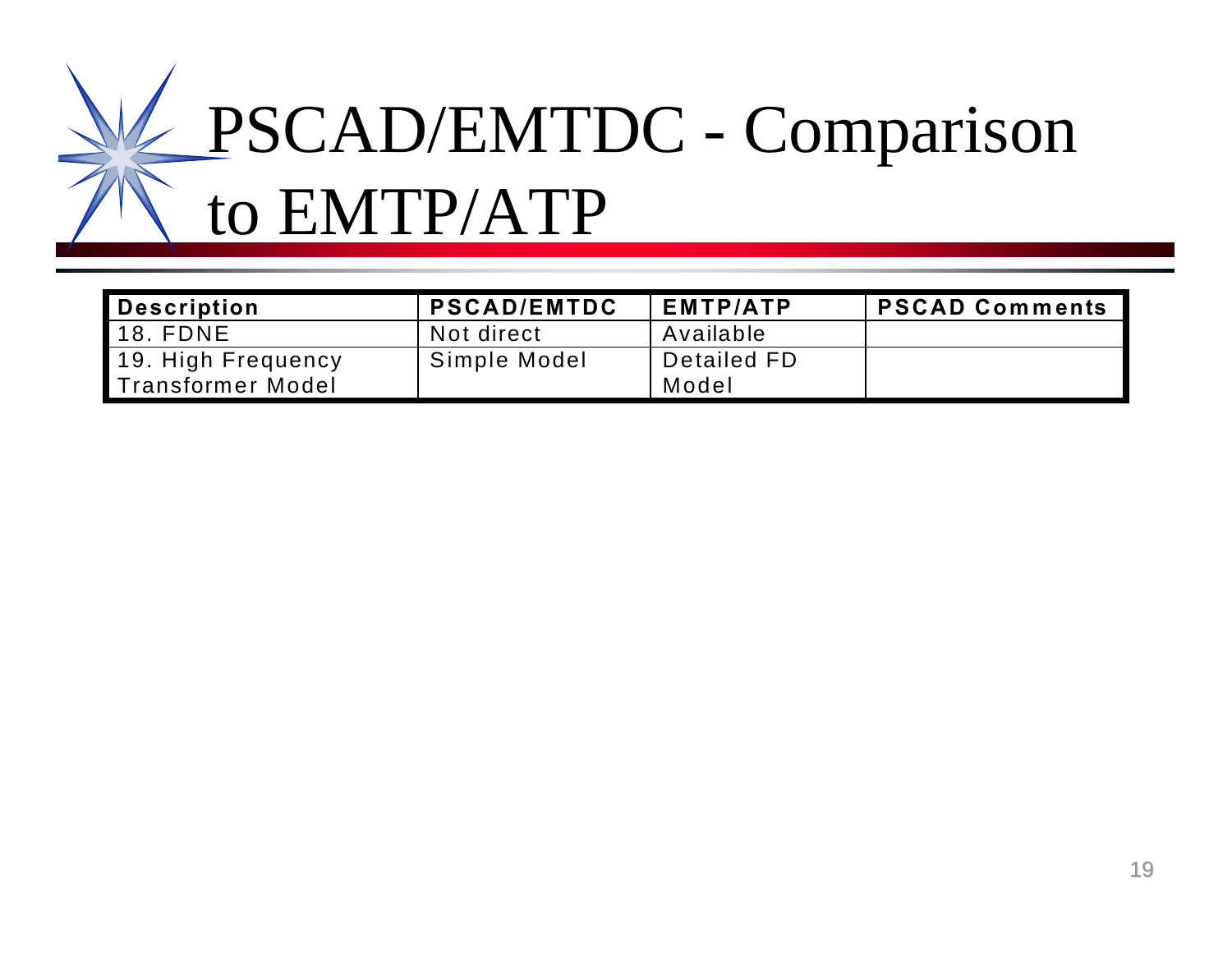# PSCAD/EMTDC - Comparison to EMTP/ATP

| Description | PSCAD/EMTDC | EMTP/ATP | PSCAD Comments |
|---|---|---|---|
| 18. FDNE | Not direct | Available | |
| 19. High Frequency Transformer Model | Simple Model | Detailed FD Model | |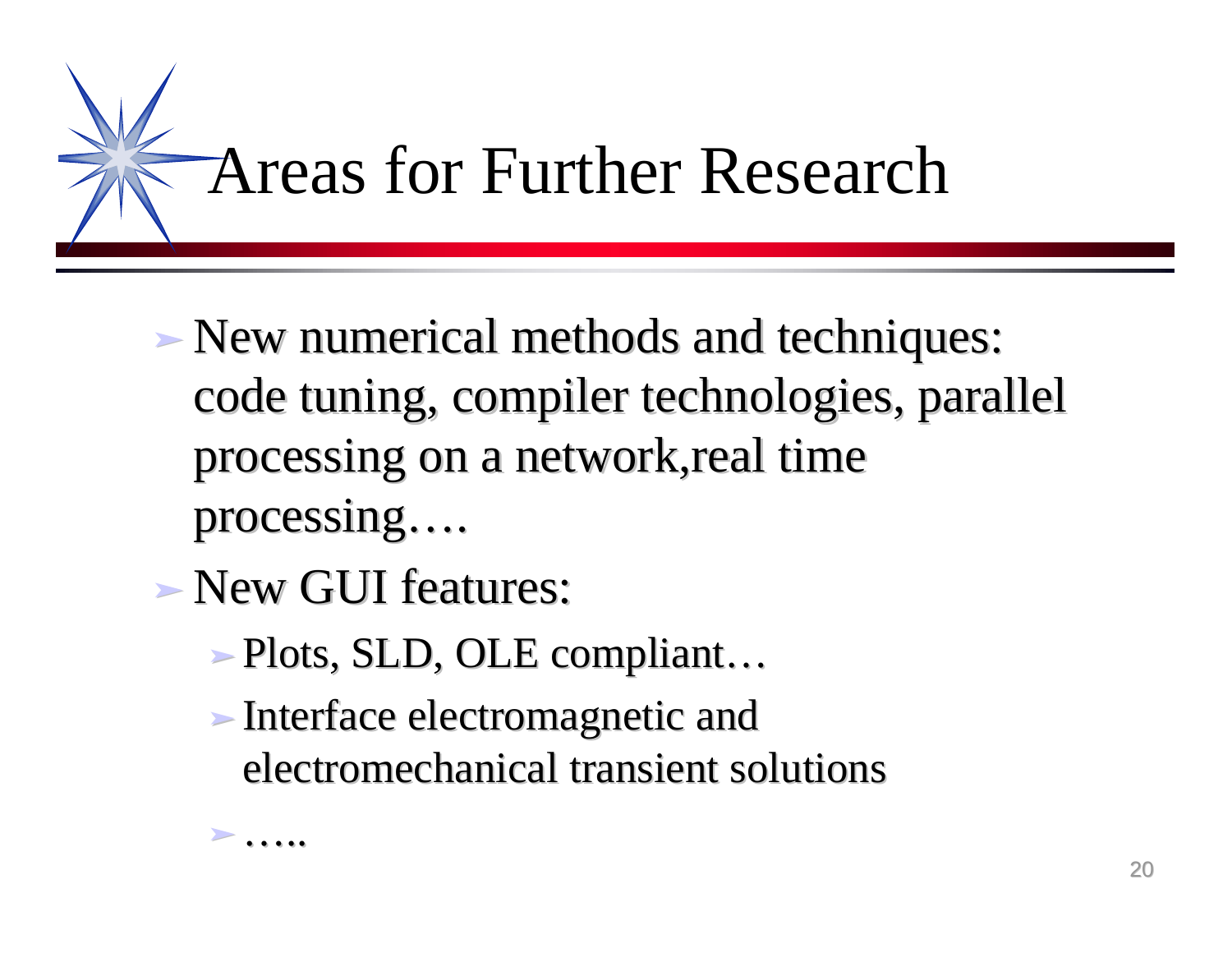# Areas for Further Research

- New numerical methods and techniques: code tuning, compiler technologies, parallel processing on a network,real time processing….
- New GUI features:
  - Plots, SLD, OLE compliant…
  - Interface electromagnetic and electromechanical transient solutions
  - …..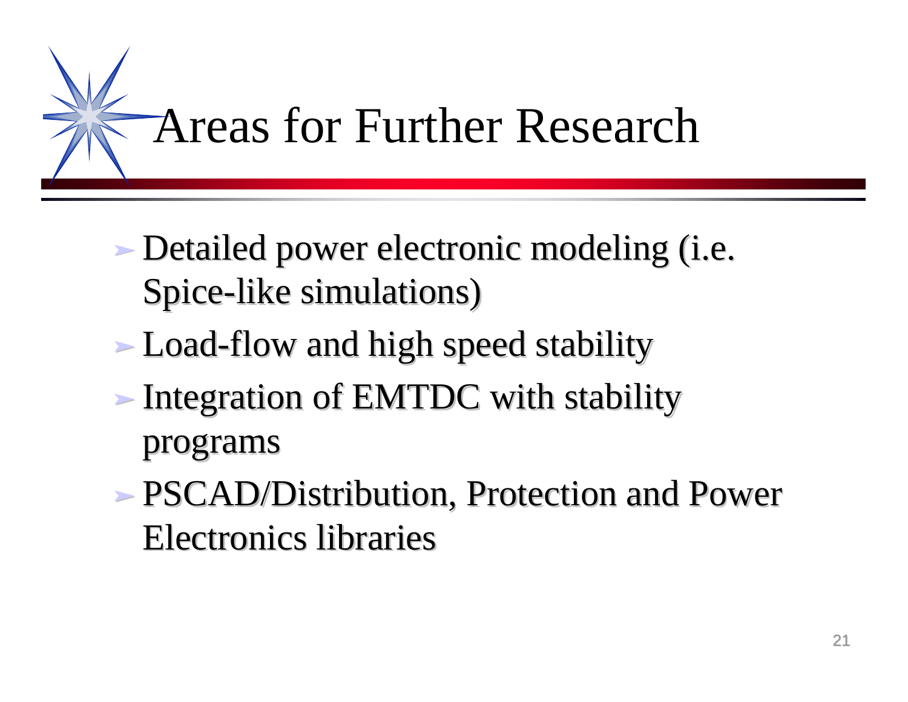# Areas for Further Research

- Detailed power electronic modeling (i.e. Spice-like simulations)
- Load-flow and high speed stability
- Integration of EMTDC with stability programs
- PSCAD/Distribution, Protection and Power Electronics libraries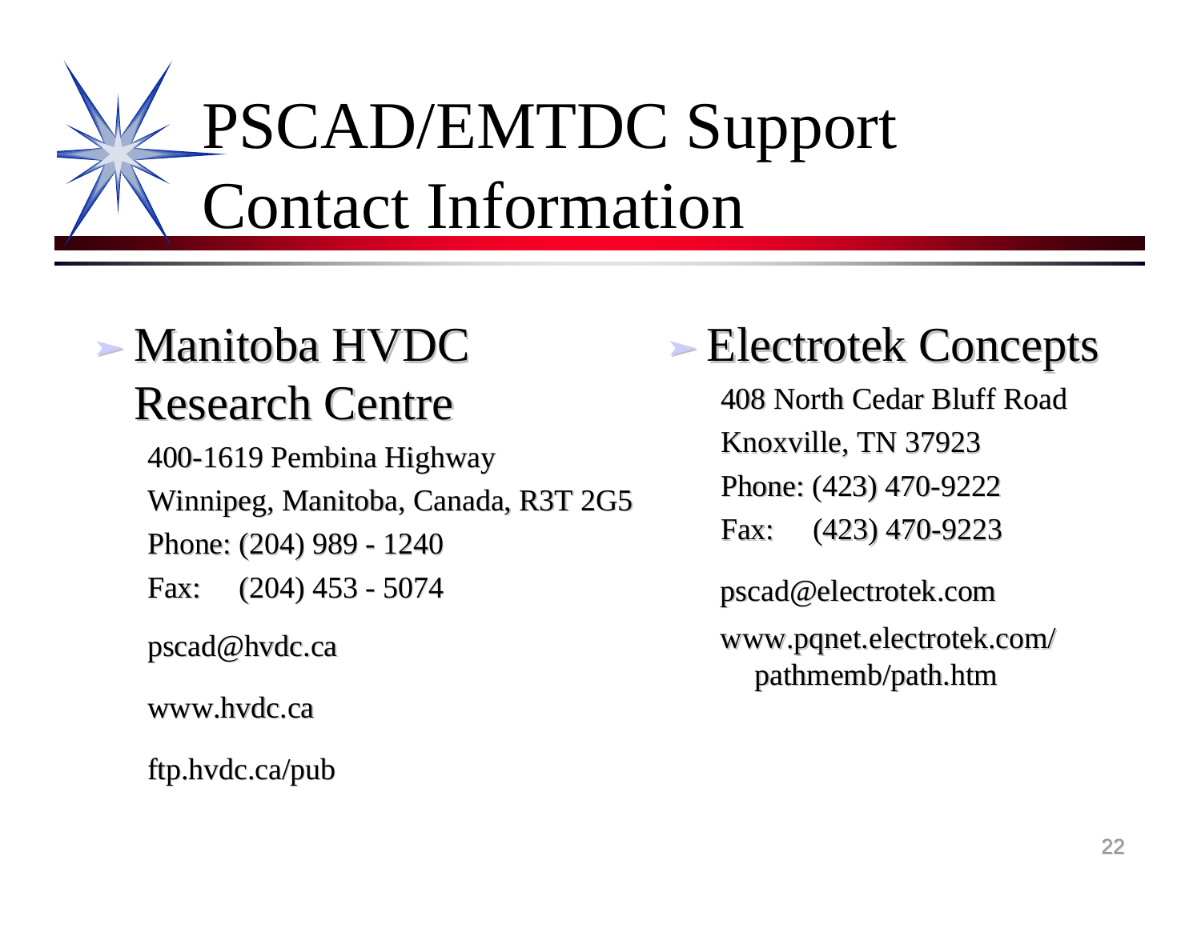# PSCAD/EMTDC Support Contact Information

- **Manitoba HVDC Research Centre**

  400-1619 Pembina Highway

  Winnipeg, Manitoba, Canada, R3T 2G5

  Phone: (204) 989 - 1240

  Fax: (204) 453 - 5074

  pscad@hvdc.ca

  www.hvdc.ca

  ftp.hvdc.ca/pub

- **Electrotek Concepts**

  408 North Cedar Bluff Road

  Knoxville, TN 37923

  Phone: (423) 470-9222

  Fax: (423) 470-9223

  pscad@electrotek.com

  www.pqnet.electrotek.com/pathmemb/path.htm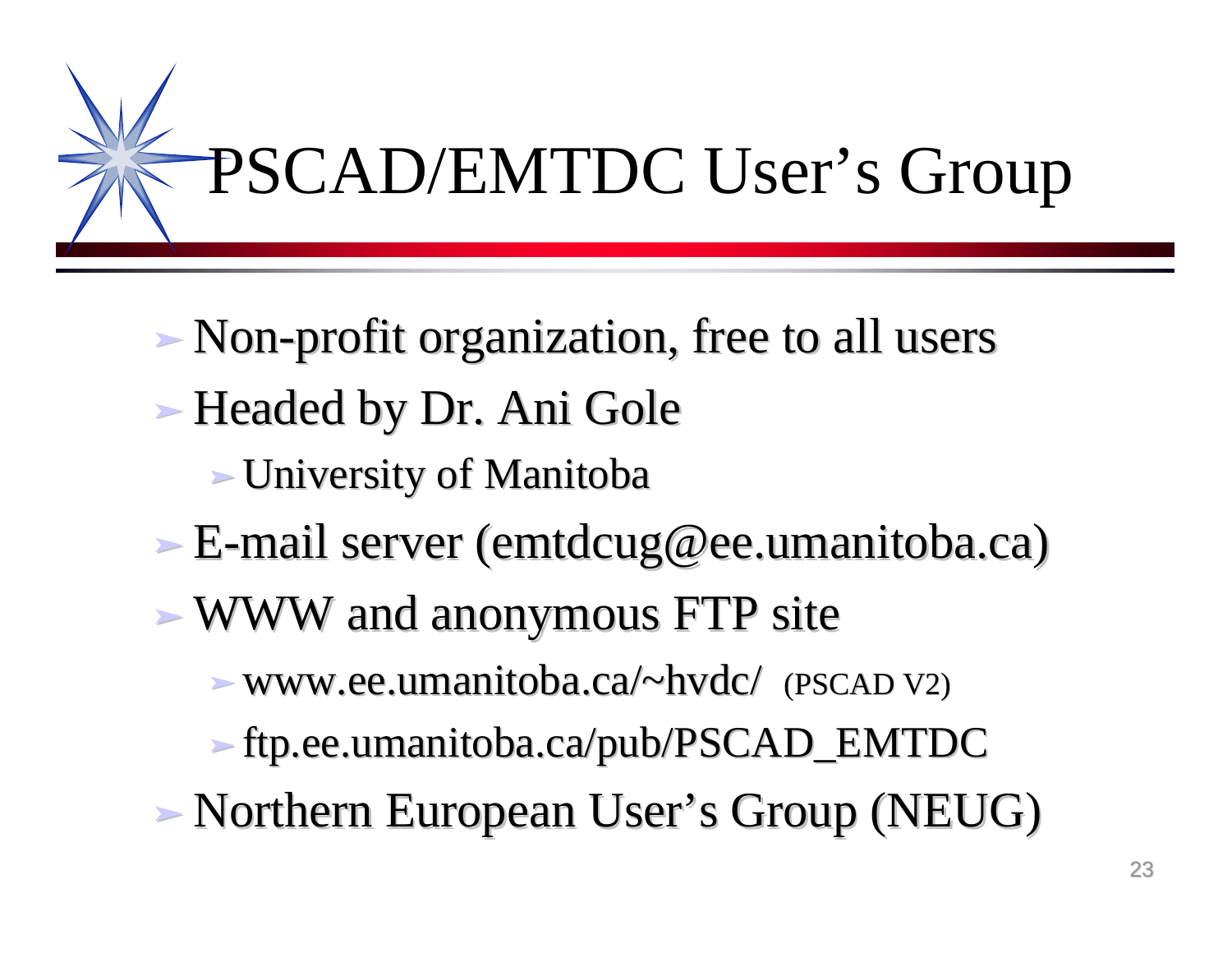# PSCAD/EMTDC User's Group

- Non-profit organization, free to all users
- Headed by Dr. Ani Gole
  - University of Manitoba
- E-mail server (emtdcug@ee.umanitoba.ca)
- WWW and anonymous FTP site
  - www.ee.umanitoba.ca/~hvdc/ (PSCAD V2)
  - ftp.ee.umanitoba.ca/pub/PSCAD_EMTDC
- Northern European User's Group (NEUG)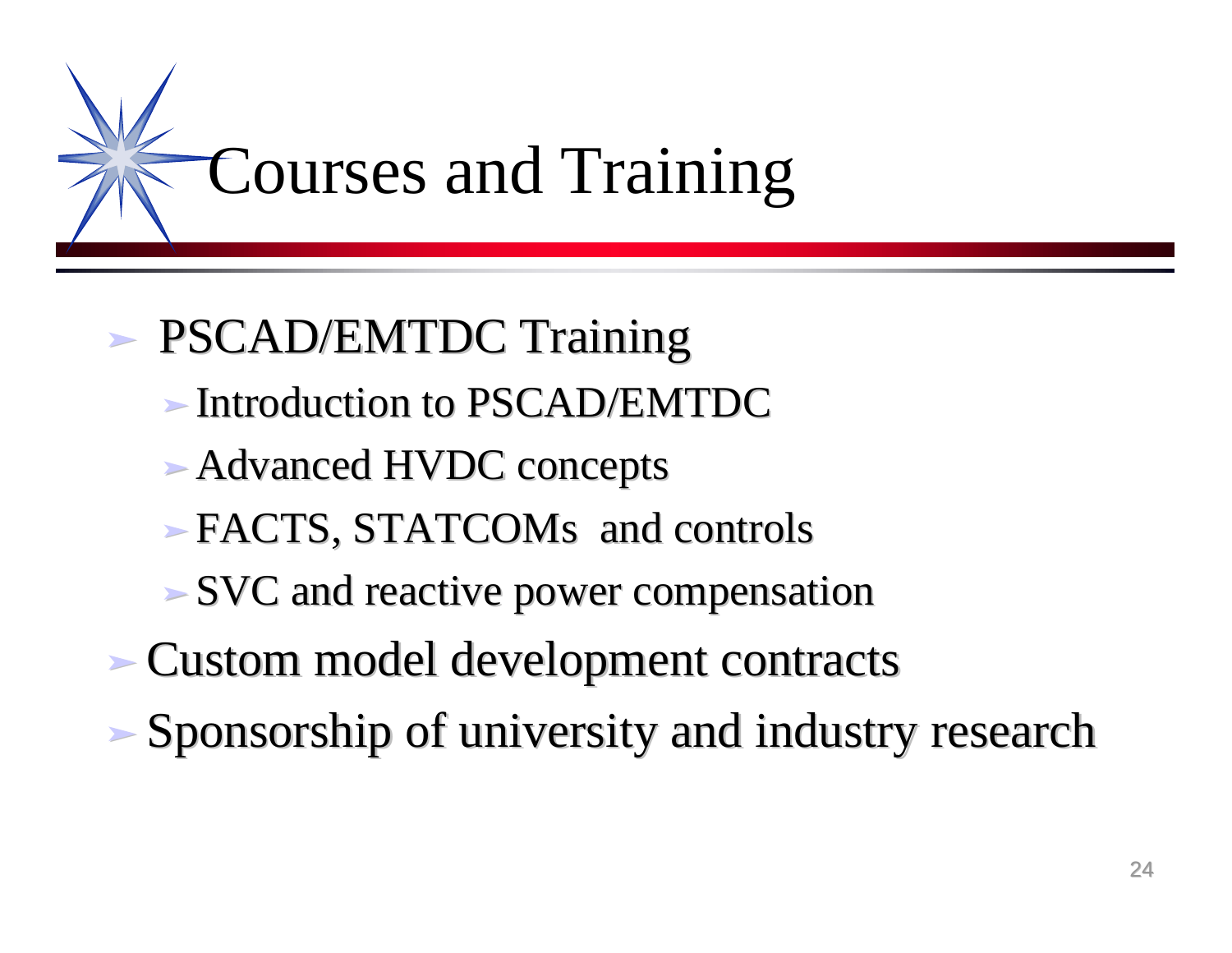# Courses and Training

- PSCAD/EMTDC Training
  - Introduction to PSCAD/EMTDC
  - Advanced HVDC concepts
  - FACTS, STATCOMs and controls
  - SVC and reactive power compensation
- Custom model development contracts
- Sponsorship of university and industry research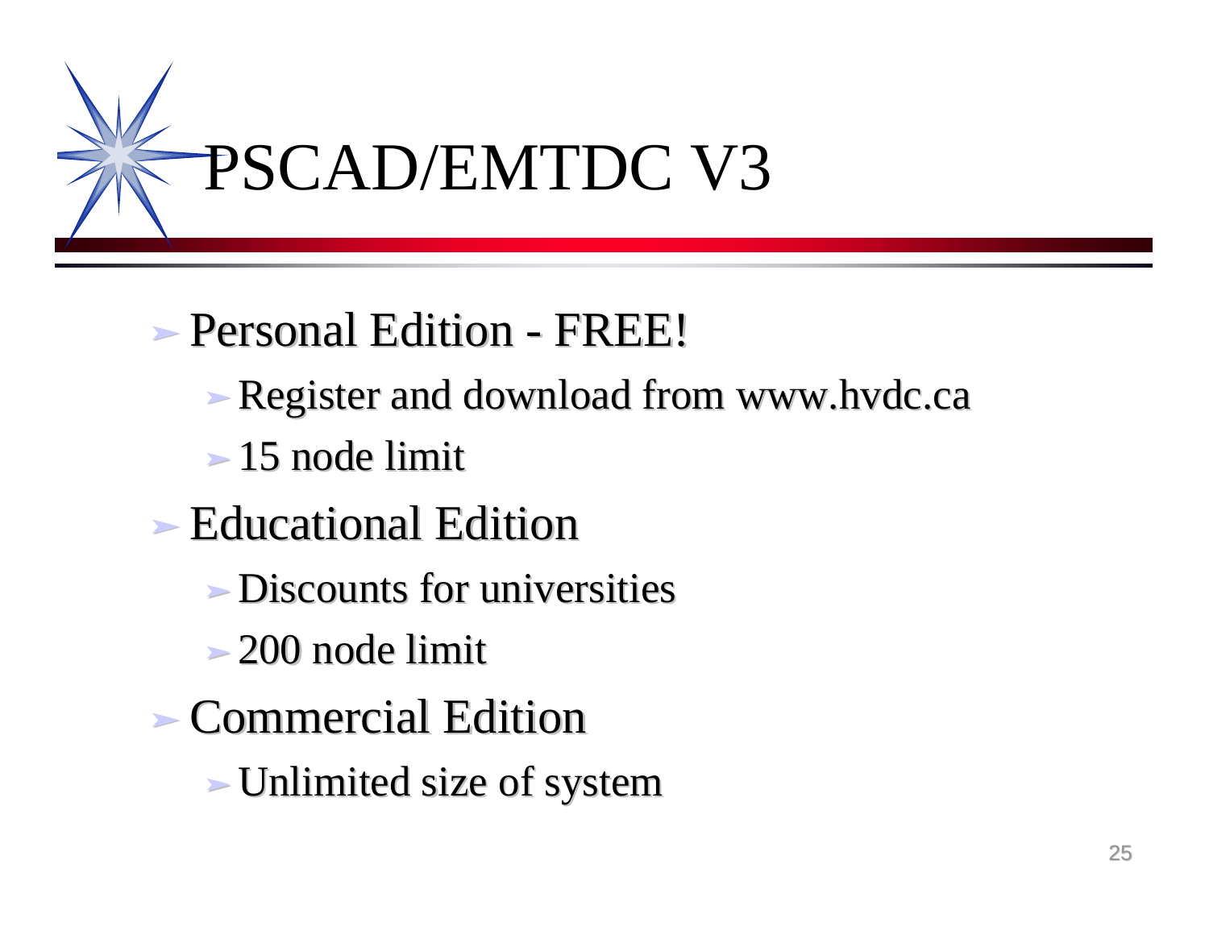# PSCAD/EMTDC V3

- Personal Edition - FREE!
  - Register and download from www.hvdc.ca
  - 15 node limit
- Educational Edition
  - Discounts for universities
  - 200 node limit
- Commercial Edition
  - Unlimited size of system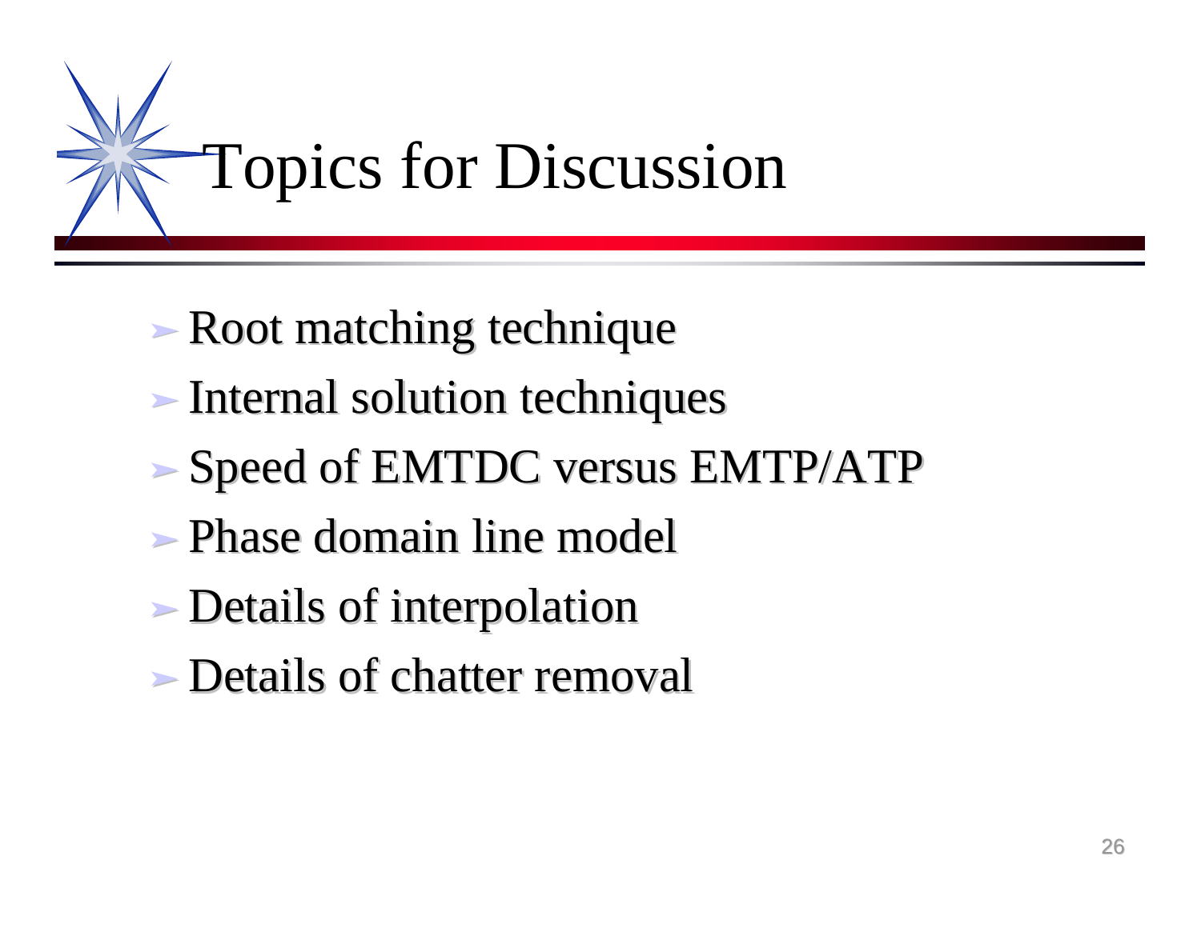# Topics for Discussion

- Root matching technique
- Internal solution techniques
- Speed of EMTDC versus EMTP/ATP
- Phase domain line model
- Details of interpolation
- Details of chatter removal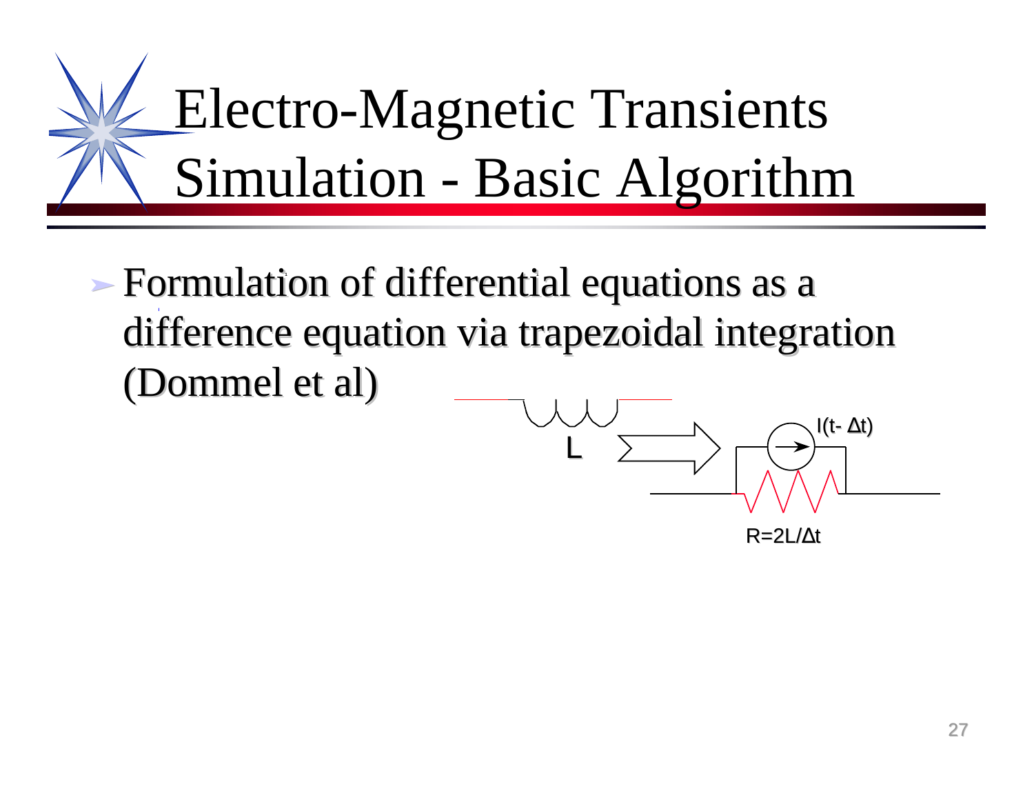# Electro-Magnetic Transients Simulation - Basic Algorithm

- Formulation of differential equations as a difference equation via trapezoidal integration (Dommel et al)

L

$I(t- \Delta t)$

$R=2L/\Delta t$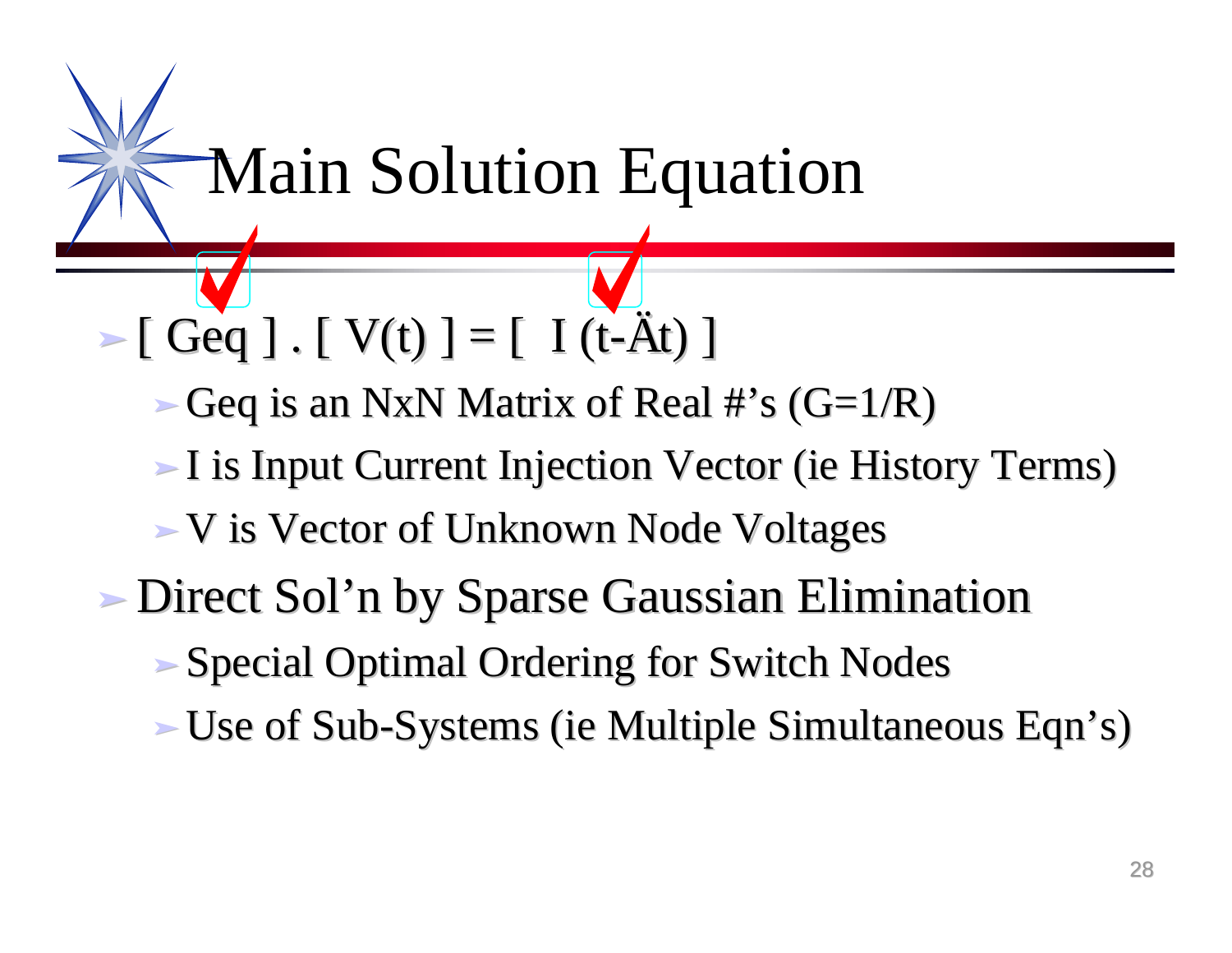# Main Solution Equation

- $[\ Geq\ ] . [\ V(t)\ ] = [\ I\ (t-\Delta t)\ ]$
  - Geq is an NxN Matrix of Real #’s (G=1/R)
  - I is Input Current Injection Vector (ie History Terms)
  - V is Vector of Unknown Node Voltages
- Direct Sol’n by Sparse Gaussian Elimination
  - Special Optimal Ordering for Switch Nodes
  - Use of Sub-Systems (ie Multiple Simultaneous Eqn’s)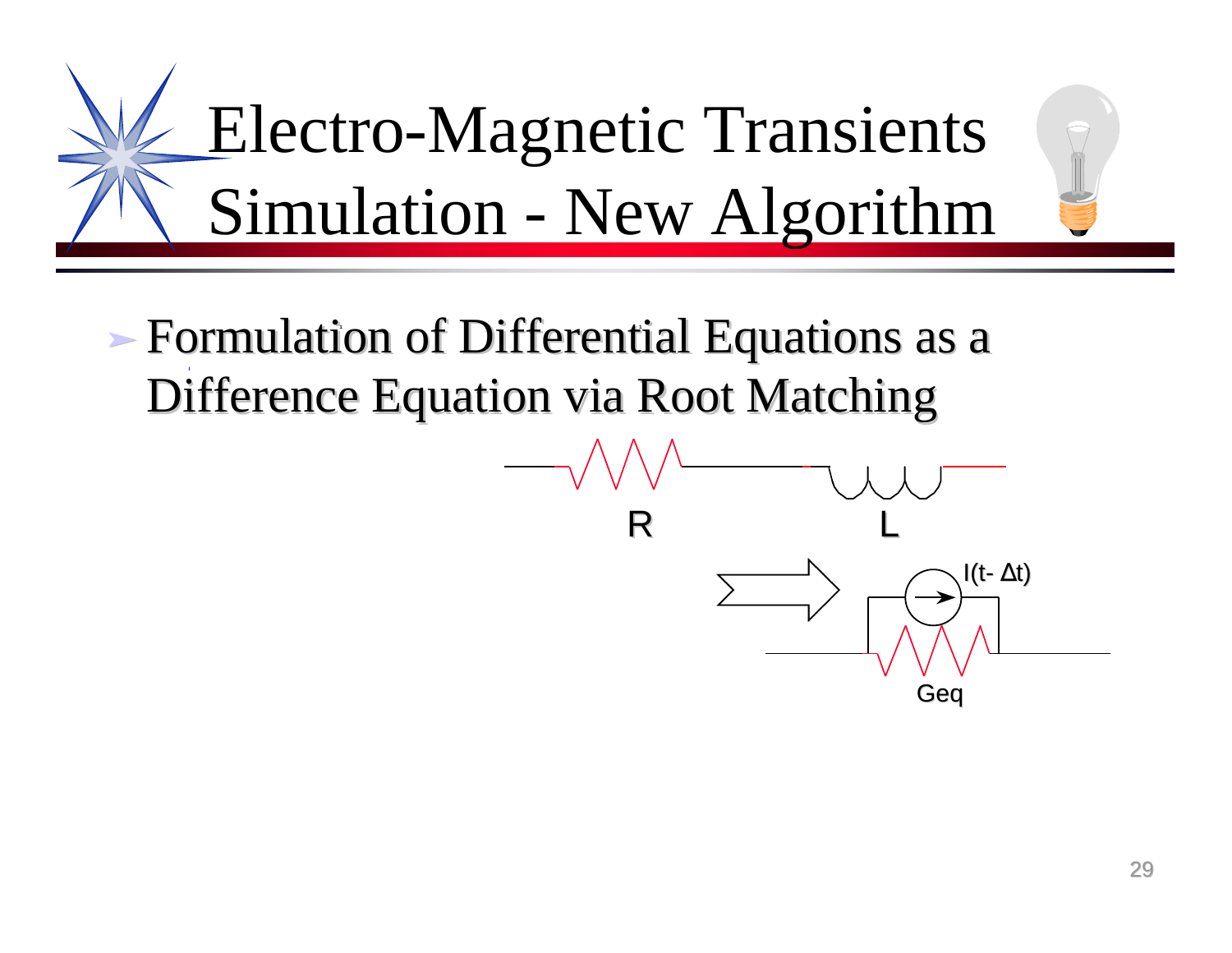# Electro-Magnetic Transients Simulation - New Algorithm

- Formulation of Differential Equations as a Difference Equation via Root Matching

R

L

$I(t-\Delta t)$

Geq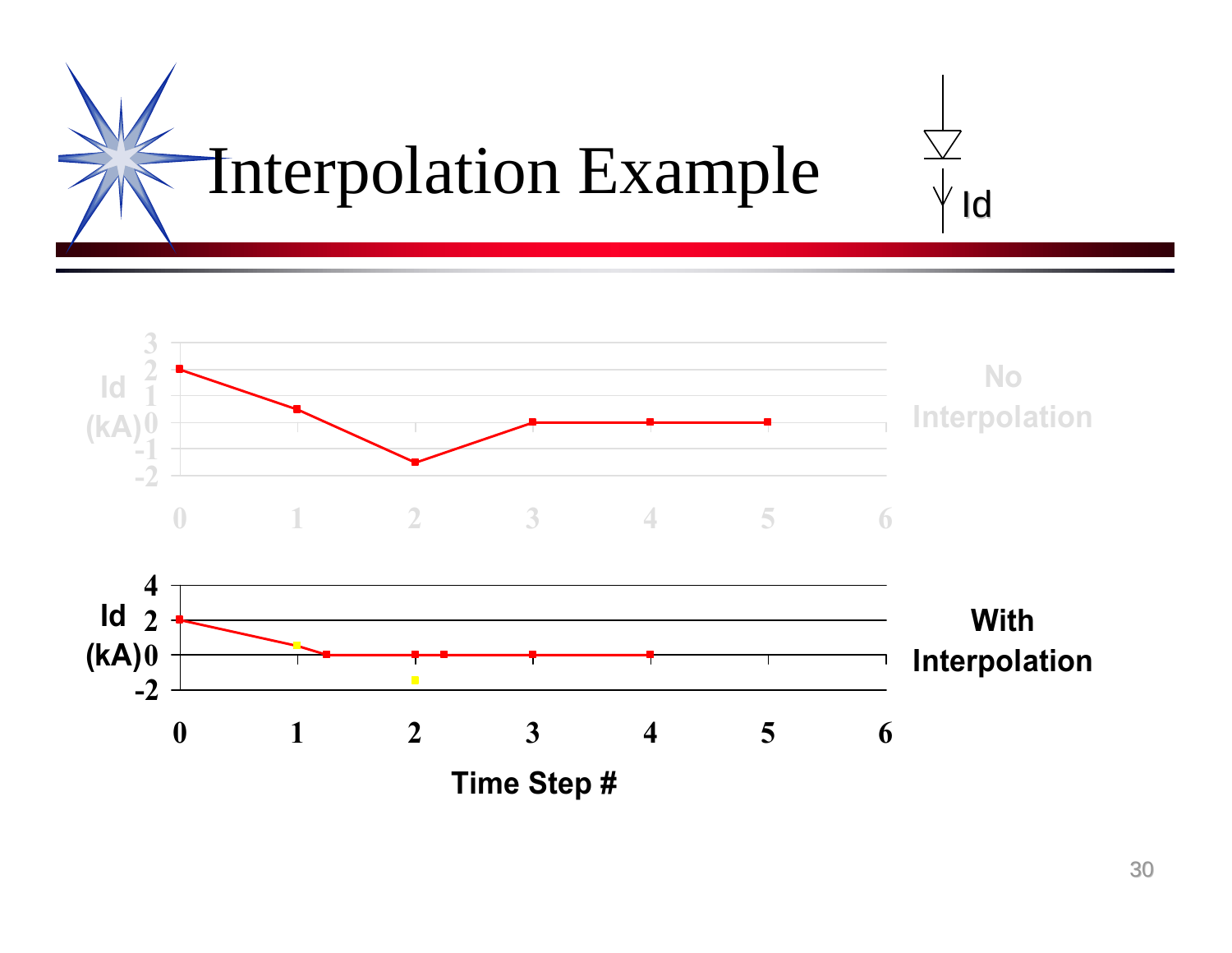# Interpolation Example

Id

Id (kA)

No Interpolation

Id (kA)

With Interpolation

Time Step #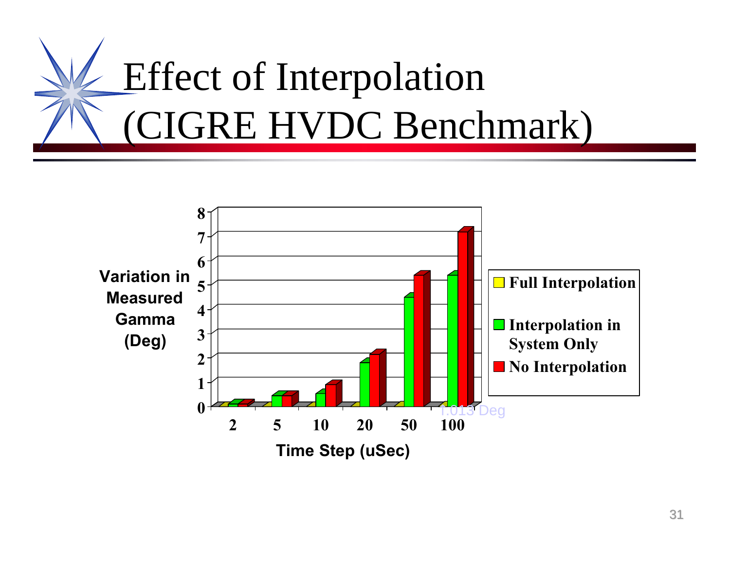# Effect of Interpolation (CIGRE HVDC Benchmark)

Variation in Measured Gamma (Deg)

8
7
6
5
4
3
2
1
0

2 5 10 20 50 100

Time Step (uSec)

1.013 Deg

- Full Interpolation
- Interpolation in System Only
- No Interpolation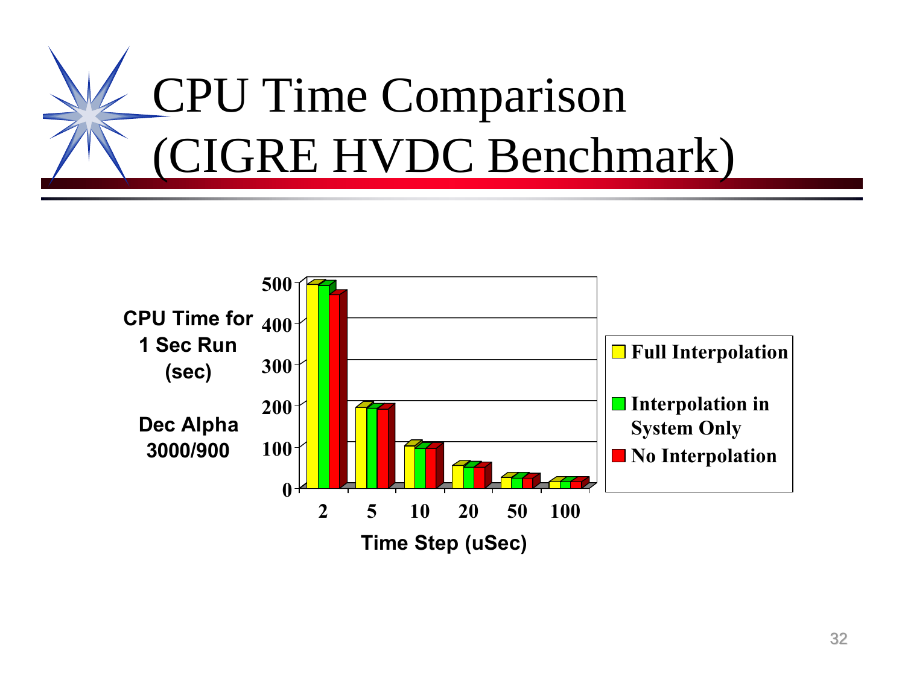# CPU Time Comparison (CIGRE HVDC Benchmark)

CPU Time for 1 Sec Run (sec)

Dec Alpha 3000/900

- Full Interpolation
- Interpolation in System Only
- No Interpolation

Time Step (uSec): 2, 5, 10, 20, 50, 100

Y-axis: 0, 100, 200, 300, 400, 500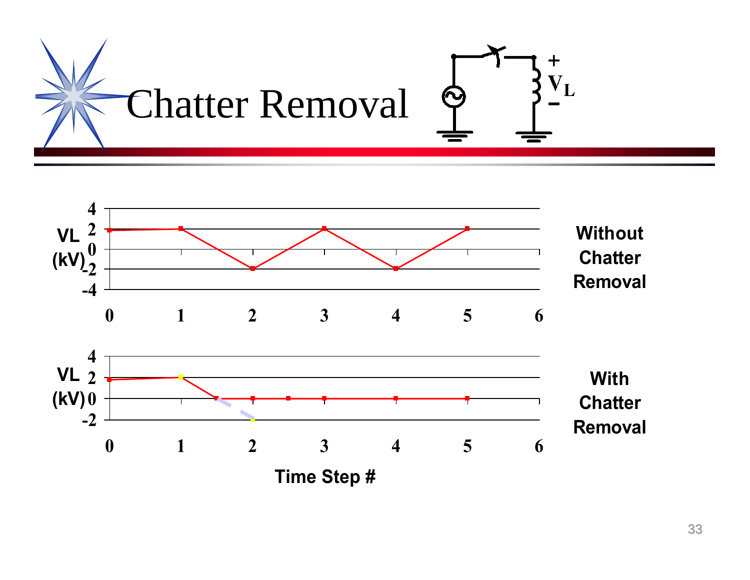# Chatter Removal

Without Chatter Removal

With Chatter Removal

Time Step #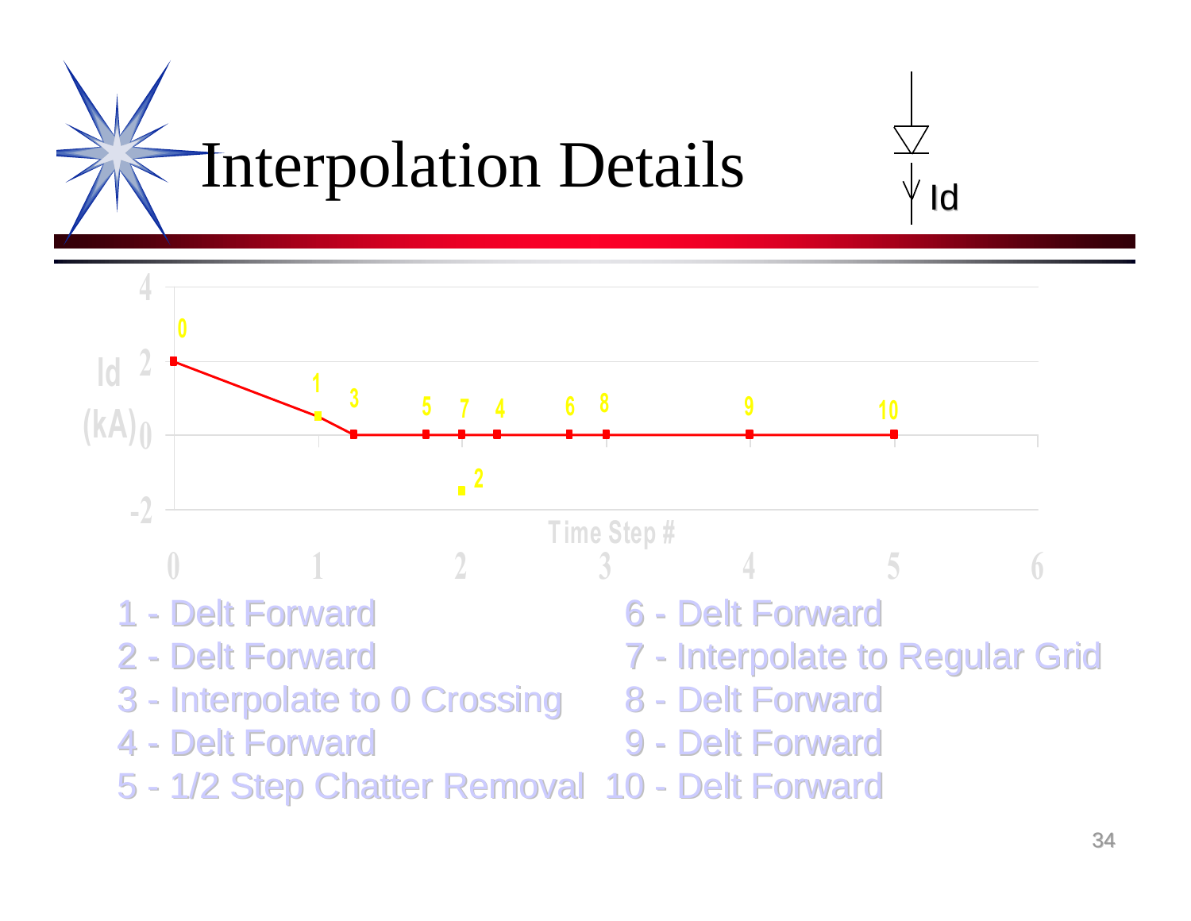# Interpolation Details

Id

Id (kA)

4
2
0
-2

0
1
3
5
7
4
6
8
9
10
2

Time Step #

0 1 2 3 4 5 6

1 - Delt Forward
2 - Delt Forward
3 - Interpolate to 0 Crossing
4 - Delt Forward
5 - 1/2 Step Chatter Removal
6 - Delt Forward
7 - Interpolate to Regular Grid
8 - Delt Forward
9 - Delt Forward
10 - Delt Forward